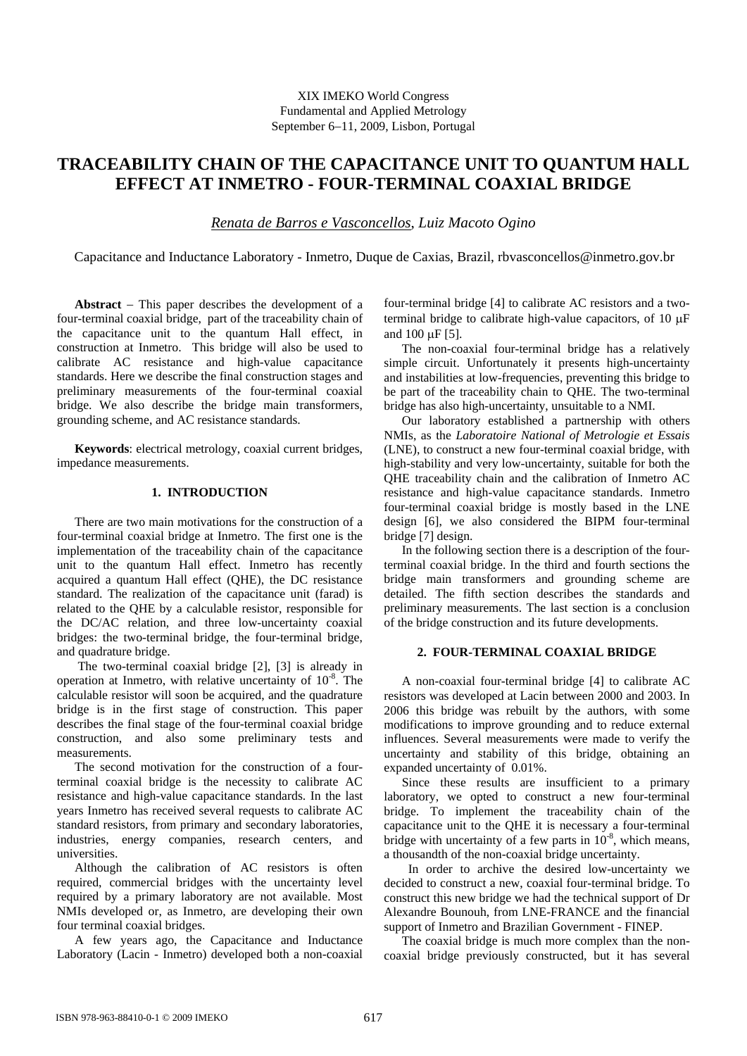XIX IMEKO World Congress
Fundamental and Applied Metrology
September 6−11, 2009, Lisbon, Portugal

# TRACEABILITY CHAIN OF THE CAPACITANCE UNIT TO QUANTUM HALL EFFECT AT INMETRO - FOUR-TERMINAL COAXIAL BRIDGE

*Renata de Barros e Vasconcellos*, *Luiz Macoto Ogino*

Capacitance and Inductance Laboratory - Inmetro, Duque de Caxias, Brazil, rbvasconcellos@inmetro.gov.br

**Abstract** − This paper describes the development of a four-terminal coaxial bridge, part of the traceability chain of the capacitance unit to the quantum Hall effect, in construction at Inmetro. This bridge will also be used to calibrate AC resistance and high-value capacitance standards. Here we describe the final construction stages and preliminary measurements of the four-terminal coaxial bridge. We also describe the bridge main transformers, grounding scheme, and AC resistance standards.

**Keywords**: electrical metrology, coaxial current bridges, impedance measurements.

## 1. INTRODUCTION

There are two main motivations for the construction of a four-terminal coaxial bridge at Inmetro. The first one is the implementation of the traceability chain of the capacitance unit to the quantum Hall effect. Inmetro has recently acquired a quantum Hall effect (QHE), the DC resistance standard. The realization of the capacitance unit (farad) is related to the QHE by a calculable resistor, responsible for the DC/AC relation, and three low-uncertainty coaxial bridges: the two-terminal bridge, the four-terminal bridge, and quadrature bridge.

The two-terminal coaxial bridge [2], [3] is already in operation at Inmetro, with relative uncertainty of $10^{-8}$. The calculable resistor will soon be acquired, and the quadrature bridge is in the first stage of construction. This paper describes the final stage of the four-terminal coaxial bridge construction, and also some preliminary tests and measurements.

The second motivation for the construction of a four-terminal coaxial bridge is the necessity to calibrate AC resistance and high-value capacitance standards. In the last years Inmetro has received several requests to calibrate AC standard resistors, from primary and secondary laboratories, industries, energy companies, research centers, and universities.

Although the calibration of AC resistors is often required, commercial bridges with the uncertainty level required by a primary laboratory are not available. Most NMIs developed or, as Inmetro, are developing their own four terminal coaxial bridges.

A few years ago, the Capacitance and Inductance Laboratory (Lacin - Inmetro) developed both a non-coaxial four-terminal bridge [4] to calibrate AC resistors and a two-terminal bridge to calibrate high-value capacitors, of 10 μF and 100 μF [5].

The non-coaxial four-terminal bridge has a relatively simple circuit. Unfortunately it presents high-uncertainty and instabilities at low-frequencies, preventing this bridge to be part of the traceability chain to QHE. The two-terminal bridge has also high-uncertainty, unsuitable to a NMI.

Our laboratory established a partnership with others NMIs, as the *Laboratoire National of Metrologie et Essais* (LNE), to construct a new four-terminal coaxial bridge, with high-stability and very low-uncertainty, suitable for both the QHE traceability chain and the calibration of Inmetro AC resistance and high-value capacitance standards. Inmetro four-terminal coaxial bridge is mostly based in the LNE design [6], we also considered the BIPM four-terminal bridge [7] design.

In the following section there is a description of the four-terminal coaxial bridge. In the third and fourth sections the bridge main transformers and grounding scheme are detailed. The fifth section describes the standards and preliminary measurements. The last section is a conclusion of the bridge construction and its future developments.

## 2. FOUR-TERMINAL COAXIAL BRIDGE

A non-coaxial four-terminal bridge [4] to calibrate AC resistors was developed at Lacin between 2000 and 2003. In 2006 this bridge was rebuilt by the authors, with some modifications to improve grounding and to reduce external influences. Several measurements were made to verify the uncertainty and stability of this bridge, obtaining an expanded uncertainty of 0.01%.

Since these results are insufficient to a primary laboratory, we opted to construct a new four-terminal bridge. To implement the traceability chain of the capacitance unit to the QHE it is necessary a four-terminal bridge with uncertainty of a few parts in $10^{-8}$, which means, a thousandth of the non-coaxial bridge uncertainty.

In order to archive the desired low-uncertainty we decided to construct a new, coaxial four-terminal bridge. To construct this new bridge we had the technical support of Dr Alexandre Bounouh, from LNE-FRANCE and the financial support of Inmetro and Brazilian Government - FINEP.

The coaxial bridge is much more complex than the non-coaxial bridge previously constructed, but it has several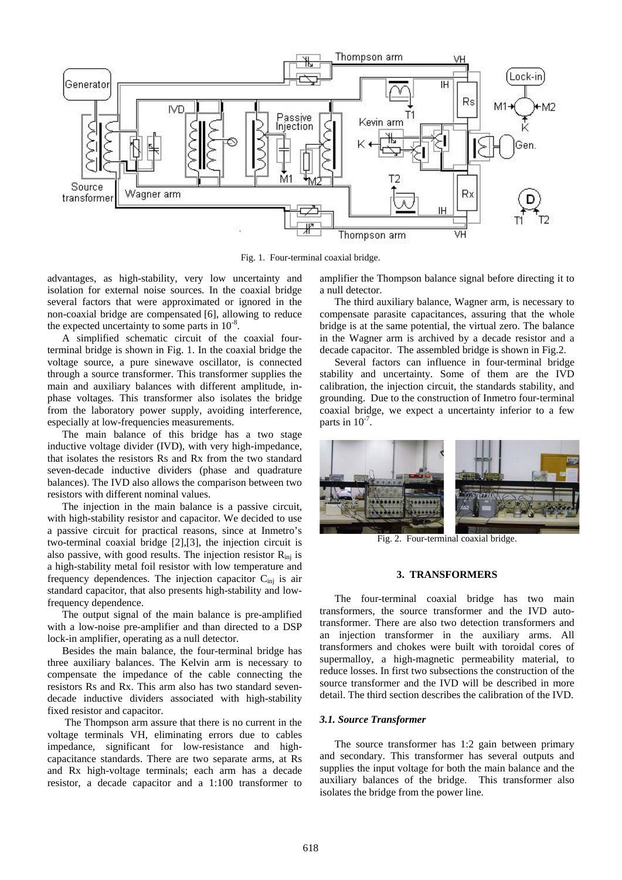Fig. 1. Four-terminal coaxial bridge.

advantages, as high-stability, very low uncertainty and isolation for external noise sources. In the coaxial bridge several factors that were approximated or ignored in the non-coaxial bridge are compensated [6], allowing to reduce the expected uncertainty to some parts in $10^{-8}$.

A simplified schematic circuit of the coaxial four-terminal bridge is shown in Fig. 1. In the coaxial bridge the voltage source, a pure sinewave oscillator, is connected through a source transformer. This transformer supplies the main and auxiliary balances with different amplitude, in-phase voltages. This transformer also isolates the bridge from the laboratory power supply, avoiding interference, especially at low-frequencies measurements.

The main balance of this bridge has a two stage inductive voltage divider (IVD), with very high-impedance, that isolates the resistors Rs and Rx from the two standard seven-decade inductive dividers (phase and quadrature balances). The IVD also allows the comparison between two resistors with different nominal values.

The injection in the main balance is a passive circuit, with high-stability resistor and capacitor. We decided to use a passive circuit for practical reasons, since at Inmetro's two-terminal coaxial bridge [2],[3], the injection circuit is also passive, with good results. The injection resistor $R_{inj}$ is a high-stability metal foil resistor with low temperature and frequency dependences. The injection capacitor $C_{inj}$ is air standard capacitor, that also presents high-stability and low-frequency dependence.

The output signal of the main balance is pre-amplified with a low-noise pre-amplifier and than directed to a DSP lock-in amplifier, operating as a null detector.

Besides the main balance, the four-terminal bridge has three auxiliary balances. The Kelvin arm is necessary to compensate the impedance of the cable connecting the resistors Rs and Rx. This arm also has two standard seven-decade inductive dividers associated with high-stability fixed resistor and capacitor.

The Thompson arm assure that there is no current in the voltage terminals VH, eliminating errors due to cables impedance, significant for low-resistance and high-capacitance standards. There are two separate arms, at Rs and Rx high-voltage terminals; each arm has a decade resistor, a decade capacitor and a 1:100 transformer to amplifier the Thompson balance signal before directing it to a null detector.

The third auxiliary balance, Wagner arm, is necessary to compensate parasite capacitances, assuring that the whole bridge is at the same potential, the virtual zero. The balance in the Wagner arm is archived by a decade resistor and a decade capacitor. The assembled bridge is shown in Fig.2.

Several factors can influence in four-terminal bridge stability and uncertainty. Some of them are the IVD calibration, the injection circuit, the standards stability, and grounding. Due to the construction of Inmetro four-terminal coaxial bridge, we expect a uncertainty inferior to a few parts in $10^{-7}$.

Fig. 2. Four-terminal coaxial bridge.

## 3. TRANSFORMERS

The four-terminal coaxial bridge has two main transformers, the source transformer and the IVD auto-transformer. There are also two detection transformers and an injection transformer in the auxiliary arms. All transformers and chokes were built with toroidal cores of supermalloy, a high-magnetic permeability material, to reduce losses. In first two subsections the construction of the source transformer and the IVD will be described in more detail. The third section describes the calibration of the IVD.

### *3.1. Source Transformer*

The source transformer has 1:2 gain between primary and secondary. This transformer has several outputs and supplies the input voltage for both the main balance and the auxiliary balances of the bridge. This transformer also isolates the bridge from the power line.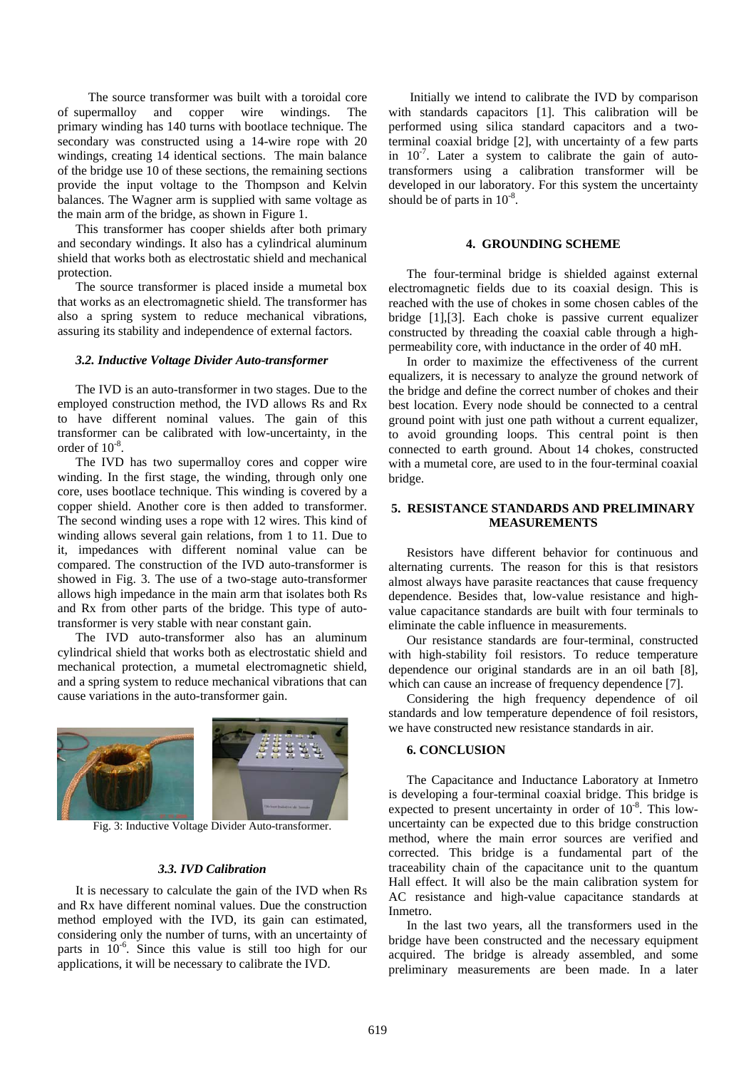The source transformer was built with a toroidal core of supermalloy and copper wire windings. The primary winding has 140 turns with bootlace technique. The secondary was constructed using a 14-wire rope with 20 windings, creating 14 identical sections. The main balance of the bridge use 10 of these sections, the remaining sections provide the input voltage to the Thompson and Kelvin balances. The Wagner arm is supplied with same voltage as the main arm of the bridge, as shown in Figure 1.

This transformer has cooper shields after both primary and secondary windings. It also has a cylindrical aluminum shield that works both as electrostatic shield and mechanical protection.

The source transformer is placed inside a mumetal box that works as an electromagnetic shield. The transformer has also a spring system to reduce mechanical vibrations, assuring its stability and independence of external factors.

### *3.2. Inductive Voltage Divider Auto-transformer*

The IVD is an auto-transformer in two stages. Due to the employed construction method, the IVD allows Rs and Rx to have different nominal values. The gain of this transformer can be calibrated with low-uncertainty, in the order of $10^{-8}$.

The IVD has two supermalloy cores and copper wire winding. In the first stage, the winding, through only one core, uses bootlace technique. This winding is covered by a copper shield. Another core is then added to transformer. The second winding uses a rope with 12 wires. This kind of winding allows several gain relations, from 1 to 11. Due to it, impedances with different nominal value can be compared. The construction of the IVD auto-transformer is showed in Fig. 3. The use of a two-stage auto-transformer allows high impedance in the main arm that isolates both Rs and Rx from other parts of the bridge. This type of auto-transformer is very stable with near constant gain.

The IVD auto-transformer also has an aluminum cylindrical shield that works both as electrostatic shield and mechanical protection, a mumetal electromagnetic shield, and a spring system to reduce mechanical vibrations that can cause variations in the auto-transformer gain.

Fig. 3: Inductive Voltage Divider Auto-transformer.

### *3.3. IVD Calibration*

It is necessary to calculate the gain of the IVD when Rs and Rx have different nominal values. Due the construction method employed with the IVD, its gain can estimated, considering only the number of turns, with an uncertainty of parts in $10^{-6}$. Since this value is still too high for our applications, it will be necessary to calibrate the IVD.

Initially we intend to calibrate the IVD by comparison with standards capacitors [1]. This calibration will be performed using silica standard capacitors and a two-terminal coaxial bridge [2], with uncertainty of a few parts in $10^{-7}$. Later a system to calibrate the gain of auto-transformers using a calibration transformer will be developed in our laboratory. For this system the uncertainty should be of parts in $10^{-8}$.

## 4. GROUNDING SCHEME

The four-terminal bridge is shielded against external electromagnetic fields due to its coaxial design. This is reached with the use of chokes in some chosen cables of the bridge [1],[3]. Each choke is passive current equalizer constructed by threading the coaxial cable through a high-permeability core, with inductance in the order of 40 mH.

In order to maximize the effectiveness of the current equalizers, it is necessary to analyze the ground network of the bridge and define the correct number of chokes and their best location. Every node should be connected to a central ground point with just one path without a current equalizer, to avoid grounding loops. This central point is then connected to earth ground. About 14 chokes, constructed with a mumetal core, are used to in the four-terminal coaxial bridge.

## 5. RESISTANCE STANDARDS AND PRELIMINARY MEASUREMENTS

Resistors have different behavior for continuous and alternating currents. The reason for this is that resistors almost always have parasite reactances that cause frequency dependence. Besides that, low-value resistance and high-value capacitance standards are built with four terminals to eliminate the cable influence in measurements.

Our resistance standards are four-terminal, constructed with high-stability foil resistors. To reduce temperature dependence our original standards are in an oil bath [8], which can cause an increase of frequency dependence [7].

Considering the high frequency dependence of oil standards and low temperature dependence of foil resistors, we have constructed new resistance standards in air.

## 6. CONCLUSION

The Capacitance and Inductance Laboratory at Inmetro is developing a four-terminal coaxial bridge. This bridge is expected to present uncertainty in order of $10^{-8}$. This low-uncertainty can be expected due to this bridge construction method, where the main error sources are verified and corrected. This bridge is a fundamental part of the traceability chain of the capacitance unit to the quantum Hall effect. It will also be the main calibration system for AC resistance and high-value capacitance standards at Inmetro.

In the last two years, all the transformers used in the bridge have been constructed and the necessary equipment acquired. The bridge is already assembled, and some preliminary measurements are been made. In a later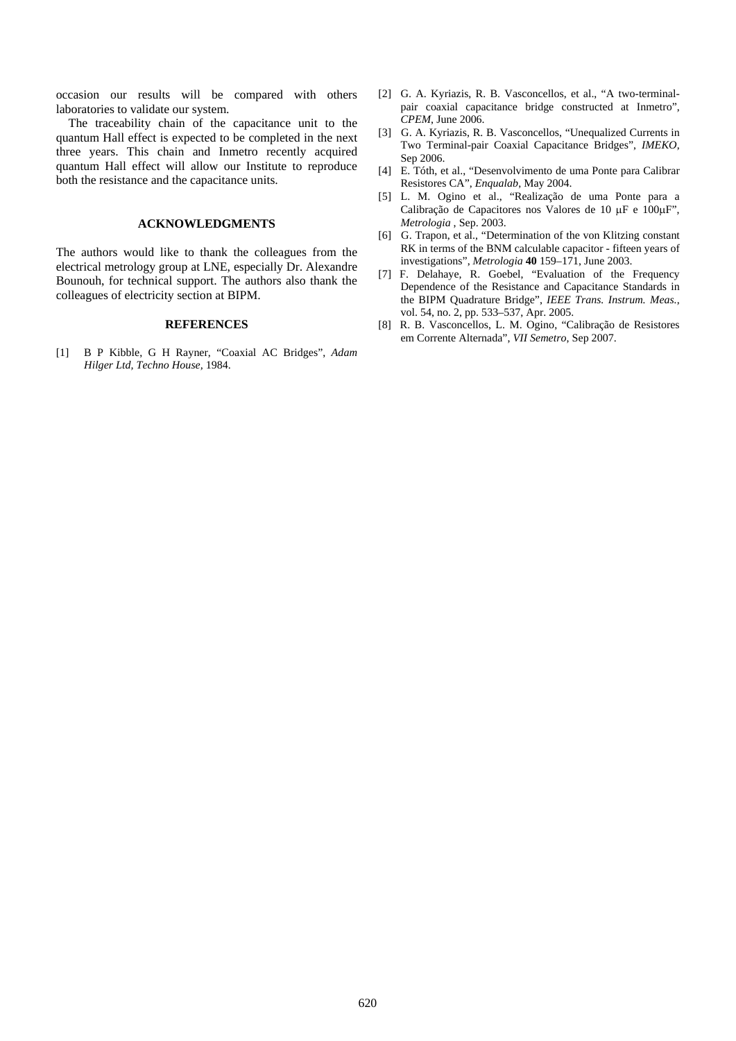occasion our results will be compared with others laboratories to validate our system.

The traceability chain of the capacitance unit to the quantum Hall effect is expected to be completed in the next three years. This chain and Inmetro recently acquired quantum Hall effect will allow our Institute to reproduce both the resistance and the capacitance units.

## ACKNOWLEDGMENTS

The authors would like to thank the colleagues from the electrical metrology group at LNE, especially Dr. Alexandre Bounouh, for technical support. The authors also thank the colleagues of electricity section at BIPM.

## REFERENCES

[1] B P Kibble, G H Rayner, "Coaxial AC Bridges", *Adam Hilger Ltd, Techno House*, 1984.

[2] G. A. Kyriazis, R. B. Vasconcellos, et al., "A two-terminal-pair coaxial capacitance bridge constructed at Inmetro", *CPEM*, June 2006.

[3] G. A. Kyriazis, R. B. Vasconcellos, "Unequalized Currents in Two Terminal-pair Coaxial Capacitance Bridges", *IMEKO*, Sep 2006.

[4] E. Tóth, et al., "Desenvolvimento de uma Ponte para Calibrar Resistores CA", *Enqualab*, May 2004.

[5] L. M. Ogino et al., "Realização de uma Ponte para a Calibração de Capacitores nos Valores de 10 μF e 100μF", *Metrologia* , Sep. 2003.

[6] G. Trapon, et al., "Determination of the von Klitzing constant RK in terms of the BNM calculable capacitor - fifteen years of investigations", *Metrologia* **40** 159–171, June 2003.

[7] F. Delahaye, R. Goebel, "Evaluation of the Frequency Dependence of the Resistance and Capacitance Standards in the BIPM Quadrature Bridge", *IEEE Trans. Instrum. Meas.*, vol. 54, no. 2, pp. 533–537, Apr. 2005.

[8] R. B. Vasconcellos, L. M. Ogino, "Calibração de Resistores em Corrente Alternada", *VII Semetro*, Sep 2007.